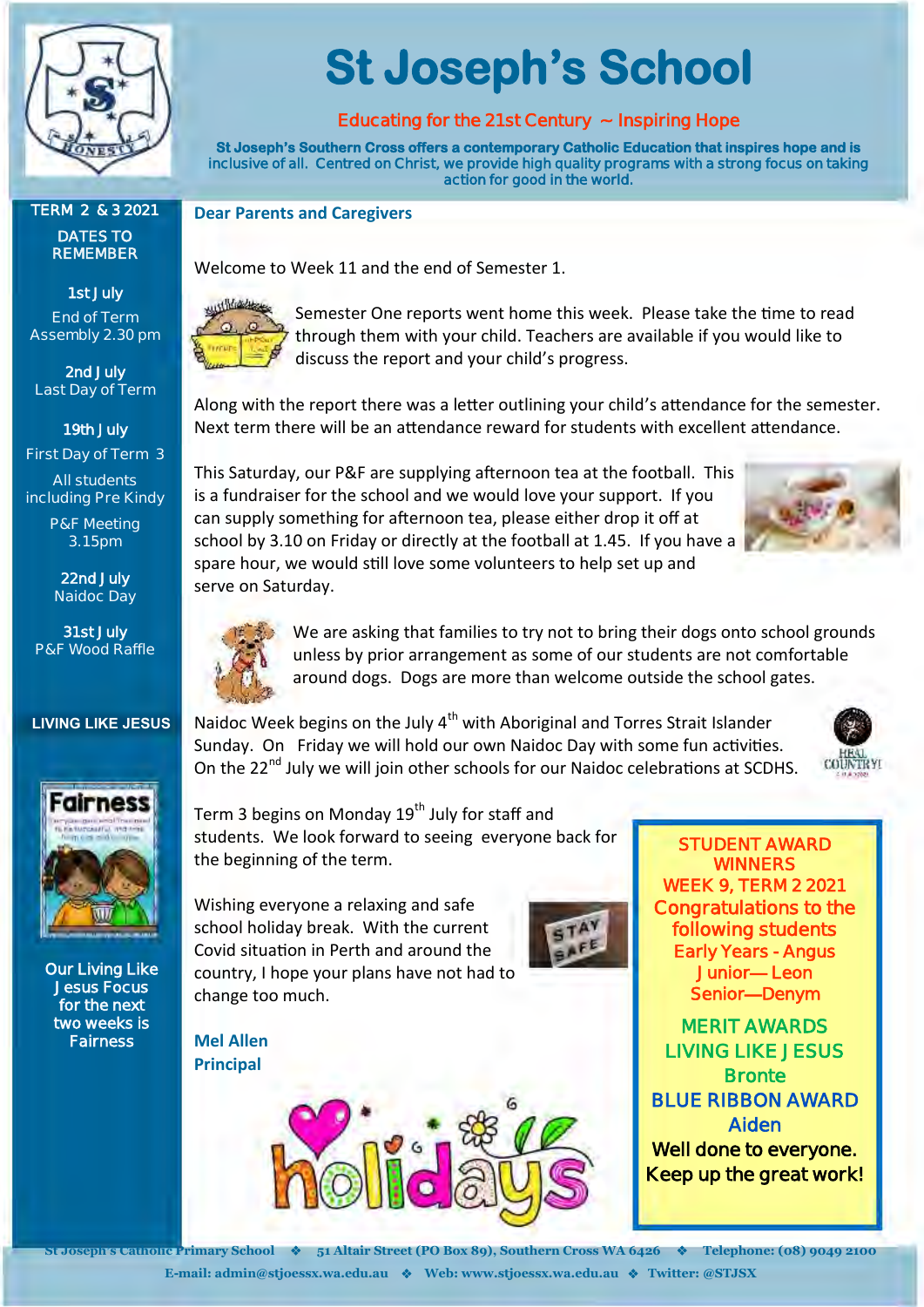# St Joseph's School

**Educating for the 21st Century ~ Inspiring Hope**

**St Joseph's Southern Cross offers a contemporary Catholic Education that inspires hope and is inclusive of all. Centred on Christ, we provide high quality programs with a strong focus on taking action for good in the world.**

## Dear Parents and Caregivers

Welcome to Week 11 and the end of Semester 1.

Semester One reports went home this week. Please take the time to read through them with your child. Teachers are available if you would like to discuss the report and your child's progress.

Along with the report there was a letter outlining your child's attendance for the semester. Next term there will be an attendance reward for students with excellent attendance.

This Saturday, our P&F are supplying afternoon tea at the football. This is a fundraiser for the school and we would love your support. If you can supply something for afternoon tea, please either drop it off at school by 3.10 on Friday or directly at the football at 1.45. If you have a spare hour, we would still love some volunteers to help set up and serve on Saturday.

We are asking that families to try not to bring their dogs onto school grounds unless by prior arrangement as some of our students are not comfortable around dogs. Dogs are more than welcome outside the school gates.

Naidoc Week begins on the July 4th with Aboriginal and Torres Strait Islander Sunday. On Friday we will hold our own Naidoc Day with some fun activities. On the 22nd July we will join other schools for our Naidoc celebrations at SCDHS.

Term 3 begins on Monday 19th July for staff and students. We look forward to seeing everyone back for the beginning of the term.

Wishing everyone a relaxing and safe school holiday break. With the current Covid situation in Perth and around the country, I hope your plans have not had to change too much.

**Mel Allen**
**Principal**

---

**TERM 2 & 3 2021**

**DATES TO REMEMBER**

**1st July**
End of Term Assembly 2.30 pm

**2nd July**
Last Day of Term

**19th July**
First Day of Term 3
All students including Pre Kindy
P&F Meeting 3.15pm

**22nd July**
Naidoc Day

**31st July**
P&F Wood Raffle

---

**LIVING LIKE JESUS**

Our Living Like Jesus Focus for the next two weeks is Fairness

---

**STUDENT AWARD WINNERS**
**WEEK 9, TERM 2 2021**
**Congratulations to the following students**

Early Years - Angus
Junior— Leon
Senior—Denym

**MERIT AWARDS**
**LIVING LIKE JESUS**
Bronte

**BLUE RIBBON AWARD**
Aiden

**Well done to everyone.**
**Keep up the great work!**

---

St Joseph's Catholic Primary School ❖ 51 Altair Street (PO Box 89), Southern Cross WA 6426 ❖ Telephone: (08) 9049 2100
E-mail: admin@stjoessx.wa.edu.au ❖ Web: www.stjoessx.wa.edu.au ❖ Twitter: @STJSX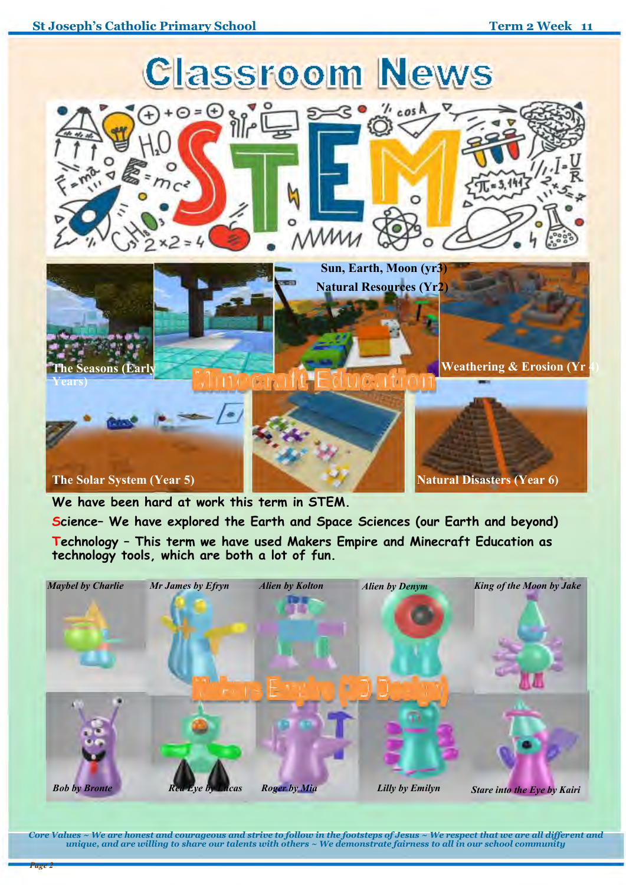# Classroom News

## STEM

**Minecraft Education**

- Sun, Earth, Moon (yr3)
- Natural Resources (Yr2)
- The Seasons (Early Years)
- Weathering & Erosion (Yr 4)
- The Solar System (Year 5)
- Natural Disasters (Year 6)

We have been hard at work this term in STEM.

**S**cience– We have explored the Earth and Space Sciences (our Earth and beyond)

**T**echnology – This term we have used Makers Empire and Minecraft Education as technology tools, which are both a lot of fun.

**Makers Empire (3D Design)**

*Maybel by Charlie*

*Mr James by Efryn*

*Alien by Kolton*

*Alien by Denym*

*King of the Moon by Jake*

*Bob by Bronte*

*Red Eye by Lucas*

*Roger by Mia*

*Lilly by Emilyn*

*Stare into the Eye by Kairi*

*Core Values ~ We are honest and courageous and strive to follow in the footsteps of Jesus ~ We respect that we are all different and unique, and are willing to share our talents with others ~ We demonstrate fairness to all in our school community*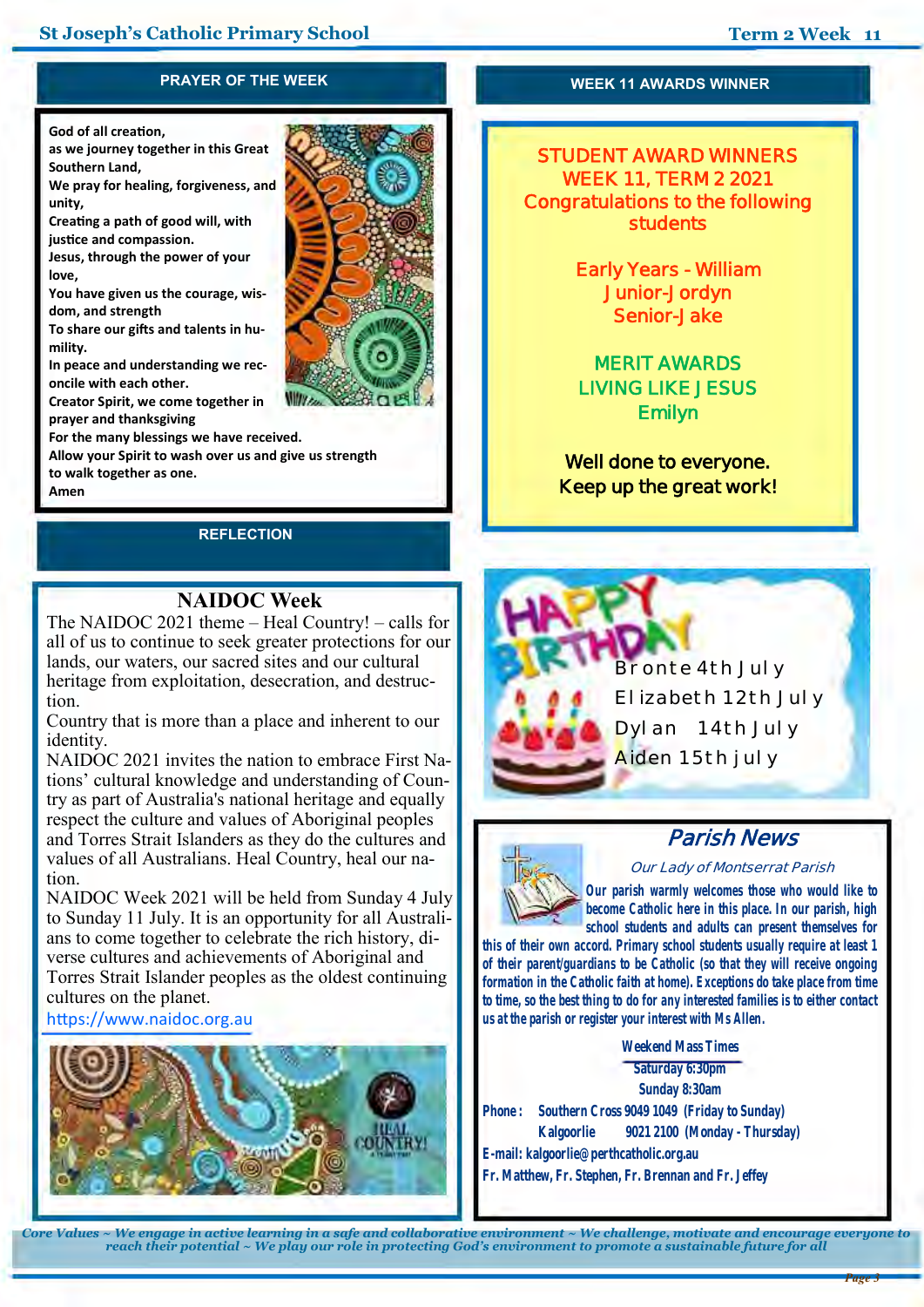## PRAYER OF THE WEEK

God of all creation,
as we journey together in this Great Southern Land,
We pray for healing, forgiveness, and unity,
Creating a path of good will, with justice and compassion.
Jesus, through the power of your love,
You have given us the courage, wisdom, and strength
To share our gifts and talents in humility.
In peace and understanding we reconcile with each other.
Creator Spirit, we come together in prayer and thanksgiving
For the many blessings we have received.
Allow your Spirit to wash over us and give us strength to walk together as one.
Amen

## REFLECTION

### NAIDOC Week

The NAIDOC 2021 theme – Heal Country! – calls for all of us to continue to seek greater protections for our lands, our waters, our sacred sites and our cultural heritage from exploitation, desecration, and destruction.

Country that is more than a place and inherent to our identity.

NAIDOC 2021 invites the nation to embrace First Nations' cultural knowledge and understanding of Country as part of Australia's national heritage and equally respect the culture and values of Aboriginal peoples and Torres Strait Islanders as they do the cultures and values of all Australians. Heal Country, heal our nation.

NAIDOC Week 2021 will be held from Sunday 4 July to Sunday 11 July. It is an opportunity for all Australians to come together to celebrate the rich history, diverse cultures and achievements of Aboriginal and Torres Strait Islander peoples as the oldest continuing cultures on the planet.

https://www.naidoc.org.au

## WEEK 11 AWARDS WINNER

**STUDENT AWARD WINNERS**
**WEEK 11, TERM 2 2021**
**Congratulations to the following students**

Early Years - William
Junior-Jordyn
Senior-Jake

**MERIT AWARDS**
**LIVING LIKE JESUS**
Emilyn

**Well done to everyone.**
**Keep up the great work!**

## HAPPY BIRTHDAY

Bronte 4th July
Elizabeth 12th July
Dylan 14th July
Aiden 15th july

## Parish News

*Our Lady of Montserrat Parish*

**Our parish warmly welcomes those who would like to become Catholic here in this place. In our parish, high school students and adults can present themselves for this of their own accord. Primary school students usually require at least 1 of their parent/guardians to be Catholic (so that they will receive ongoing formation in the Catholic faith at home). Exceptions do take place from time to time, so the best thing to do for any interested families is to either contact us at the parish or register your interest with Ms Allen.**

**Weekend Mass Times**
**Saturday 6:30pm**
**Sunday 8:30am**

**Phone:** Southern Cross 9049 1049 (Friday to Sunday)
Kalgoorlie 9021 2100 (Monday - Thursday)

**E-mail:** kalgoorlie@perthcatholic.org.au

Fr. Matthew, Fr. Stephen, Fr. Brennan and Fr. Jeffey

*Core Values ~ We engage in active learning in a safe and collaborative environment ~ We challenge, motivate and encourage everyone to reach their potential ~ We play our role in protecting God's environment to promote a sustainable future for all*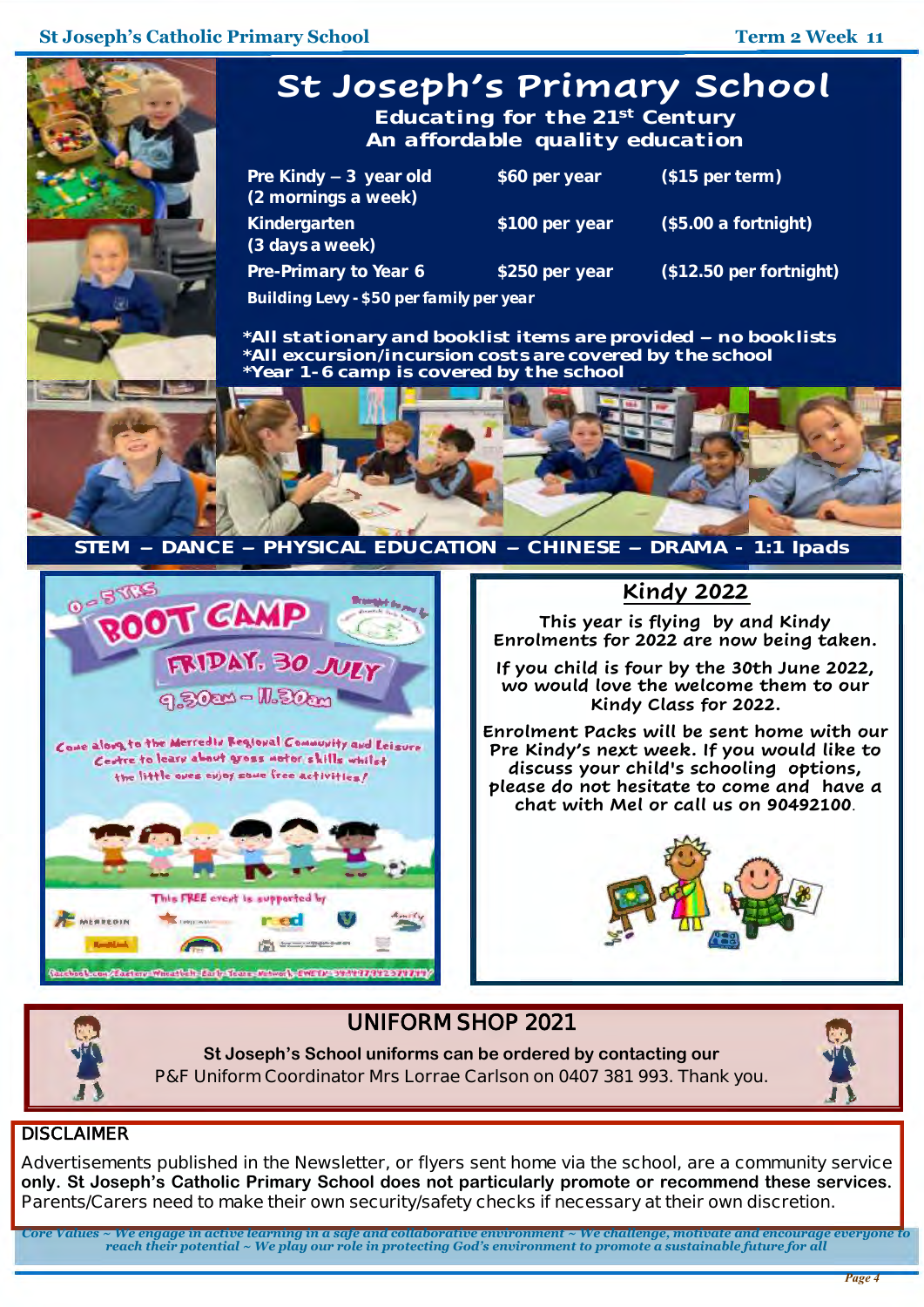# St Joseph's Primary School

**Educating for the 21st Century**
**An affordable quality education**

| | | |
|---|---|---|
| **Pre Kindy – 3 year old (2 mornings a week)** | **$60 per year** | **($15 per term)** |
| **Kindergarten (3 days a week)** | **$100 per year** | **($5.00 a fortnight)** |
| **Pre-Primary to Year 6** | **$250 per year** | **($12.50 per fortnight)** |

**Building Levy - $50 per family per year**

**\*All stationary and booklist items are provided – no booklists**
**\*All excursion/incursion costs are covered by the school**
**\*Year 1-6 camp is covered by the school**

**STEM – DANCE – PHYSICAL EDUCATION – CHINESE – DRAMA - 1:1 Ipads**

0 – 5 YRS
**BOOT CAMP**
**FRIDAY, 30 JULY**
9.30am – 11.30am

Come along to the Merredin Regional Community and Leisure Centre to learn about gross motor skills whilst the little ones enjoy some free activities!

This FREE event is supported by

## Kindy 2022

This year is flying by and Kindy Enrolments for 2022 are now being taken.

If you child is four by the 30th June 2022, wo would love the welcome them to our Kindy Class for 2022.

Enrolment Packs will be sent home with our Pre Kindy's next week. If you would like to discuss your child's schooling options, please do not hesitate to come and have a chat with Mel or call us on 90492100.

## UNIFORM SHOP 2021

**St Joseph's School uniforms can be ordered by contacting our**
P&F Uniform Coordinator Mrs Lorrae Carlson on 0407 381 993. Thank you.

## DISCLAIMER

Advertisements published in the Newsletter, or flyers sent home via the school, are a community service **only. St Joseph's Catholic Primary School does not particularly promote or recommend these services.** Parents/Carers need to make their own security/safety checks if necessary at their own discretion.

*Core Values ~ We engage in active learning in a safe and collaborative environment ~ We challenge, motivate and encourage everyone to reach their potential ~ We play our role in protecting God's environment to promote a sustainable future for all*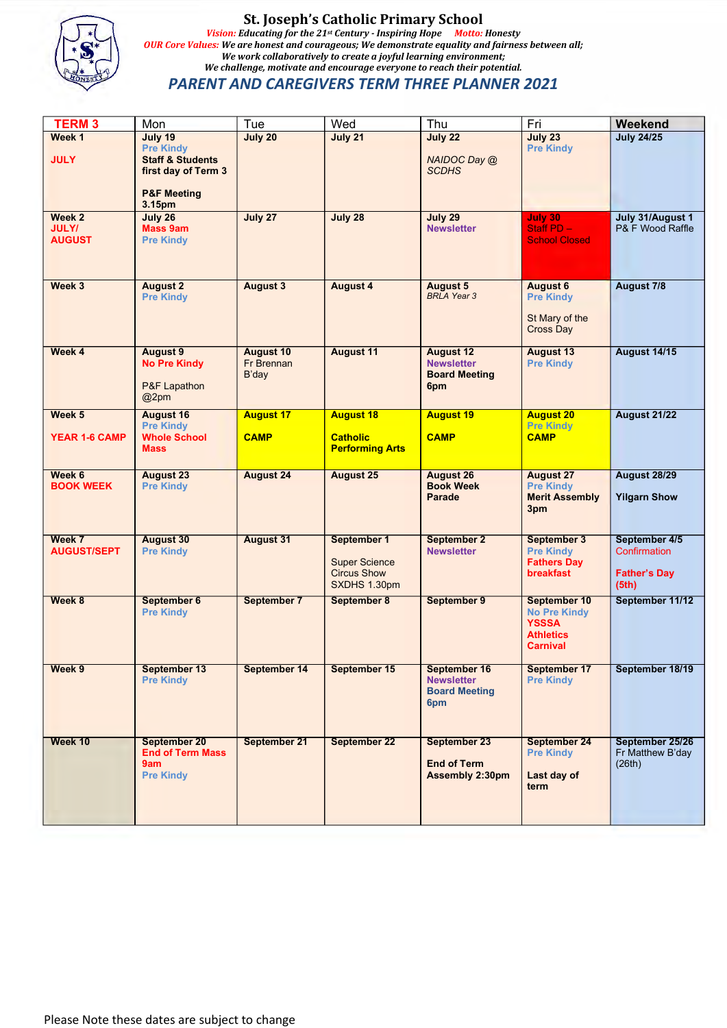# St. Joseph's Catholic Primary School

*Vision: Educating for the 21st Century - Inspiring Hope* *Motto: Honesty*

*OUR Core Values: We are honest and courageous; We demonstrate equality and fairness between all; We work collaboratively to create a joyful learning environment; We challenge, motivate and encourage everyone to reach their potential.*

## PARENT AND CAREGIVERS TERM THREE PLANNER 2021

| TERM 3 | Mon | Tue | Wed | Thu | Fri | Weekend |
|---|---|---|---|---|---|---|
| **Week 1** **JULY** | **July 19** Pre Kindy **Staff & Students first day of Term 3** **P&F Meeting 3.15pm** | **July 20** | **July 21** | **July 22** *NAIDOC Day @ SCDHS* | **July 23** Pre Kindy | **July 24/25** |
| **Week 2** **JULY/ AUGUST** | **July 26** Mass 9am Pre Kindy | **July 27** | **July 28** | **July 29** Newsletter | July 30 Staff PD – School Closed | **July 31/August 1** P& F Wood Raffle |
| **Week 3** | **August 2** Pre Kindy | **August 3** | **August 4** | **August 5** *BRLA Year 3* | **August 6** Pre Kindy St Mary of the Cross Day | **August 7/8** |
| **Week 4** | **August 9** No Pre Kindy P&F Lapathon @2pm | **August 10** Fr Brennan B'day | **August 11** | **August 12** Newsletter **Board Meeting 6pm** | **August 13** Pre Kindy | **August 14/15** |
| **Week 5** **YEAR 1-6 CAMP** | **August 16** Pre Kindy **Whole School Mass** | **August 17** **CAMP** | **August 18** **Catholic Performing Arts** | **August 19** **CAMP** | **August 20** Pre Kindy **CAMP** | **August 21/22** |
| **Week 6** **BOOK WEEK** | **August 23** Pre Kindy | **August 24** | **August 25** | **August 26** **Book Week Parade** | **August 27** Pre Kindy **Merit Assembly 3pm** | **August 28/29** **Yilgarn Show** |
| **Week 7** **AUGUST/SEPT** | **August 30** Pre Kindy | **August 31** | **September 1** Super Science Circus Show SXDHS 1.30pm | **September 2** Newsletter | **September 3** Pre Kindy **Fathers Day breakfast** | **September 4/5** Confirmation **Father's Day (5th)** |
| **Week 8** | **September 6** Pre Kindy | **September 7** | **September 8** | **September 9** | **September 10** No Pre Kindy **YSSSA Athletics Carnival** | **September 11/12** |
| **Week 9** | **September 13** Pre Kindy | **September 14** | **September 15** | **September 16** Newsletter **Board Meeting 6pm** | **September 17** Pre Kindy | **September 18/19** |
| **Week 10** | **September 20** **End of Term Mass 9am** Pre Kindy | **September 21** | **September 22** | **September 23** **End of Term Assembly 2:30pm** | **September 24** Pre Kindy **Last day of term** | **September 25/26** Fr Matthew B'day (26th) |

Please Note these dates are subject to change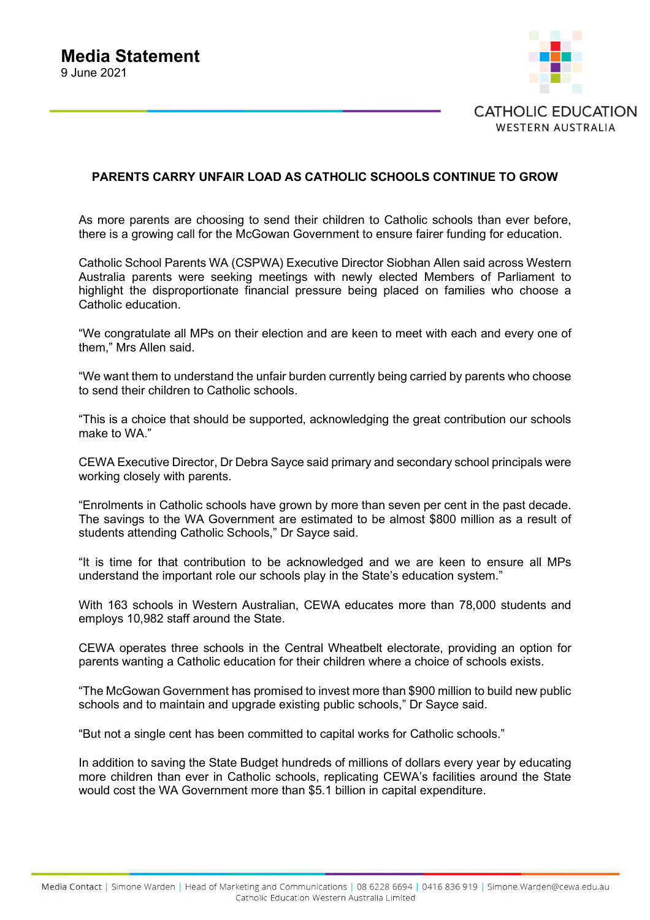# Media Statement

9 June 2021

CATHOLIC EDUCATION
WESTERN AUSTRALIA

**PARENTS CARRY UNFAIR LOAD AS CATHOLIC SCHOOLS CONTINUE TO GROW**

As more parents are choosing to send their children to Catholic schools than ever before, there is a growing call for the McGowan Government to ensure fairer funding for education.

Catholic School Parents WA (CSPWA) Executive Director Siobhan Allen said across Western Australia parents were seeking meetings with newly elected Members of Parliament to highlight the disproportionate financial pressure being placed on families who choose a Catholic education.

"We congratulate all MPs on their election and are keen to meet with each and every one of them," Mrs Allen said.

"We want them to understand the unfair burden currently being carried by parents who choose to send their children to Catholic schools.

"This is a choice that should be supported, acknowledging the great contribution our schools make to WA."

CEWA Executive Director, Dr Debra Sayce said primary and secondary school principals were working closely with parents.

"Enrolments in Catholic schools have grown by more than seven per cent in the past decade. The savings to the WA Government are estimated to be almost $800 million as a result of students attending Catholic Schools," Dr Sayce said.

"It is time for that contribution to be acknowledged and we are keen to ensure all MPs understand the important role our schools play in the State's education system."

With 163 schools in Western Australian, CEWA educates more than 78,000 students and employs 10,982 staff around the State.

CEWA operates three schools in the Central Wheatbelt electorate, providing an option for parents wanting a Catholic education for their children where a choice of schools exists.

"The McGowan Government has promised to invest more than $900 million to build new public schools and to maintain and upgrade existing public schools," Dr Sayce said.

"But not a single cent has been committed to capital works for Catholic schools."

In addition to saving the State Budget hundreds of millions of dollars every year by educating more children than ever in Catholic schools, replicating CEWA's facilities around the State would cost the WA Government more than $5.1 billion in capital expenditure.

Media Contact | Simone Warden | Head of Marketing and Communications | 08 6228 6694 | 0416 836 919 | Simone.Warden@cewa.edu.au
Catholic Education Western Australia Limited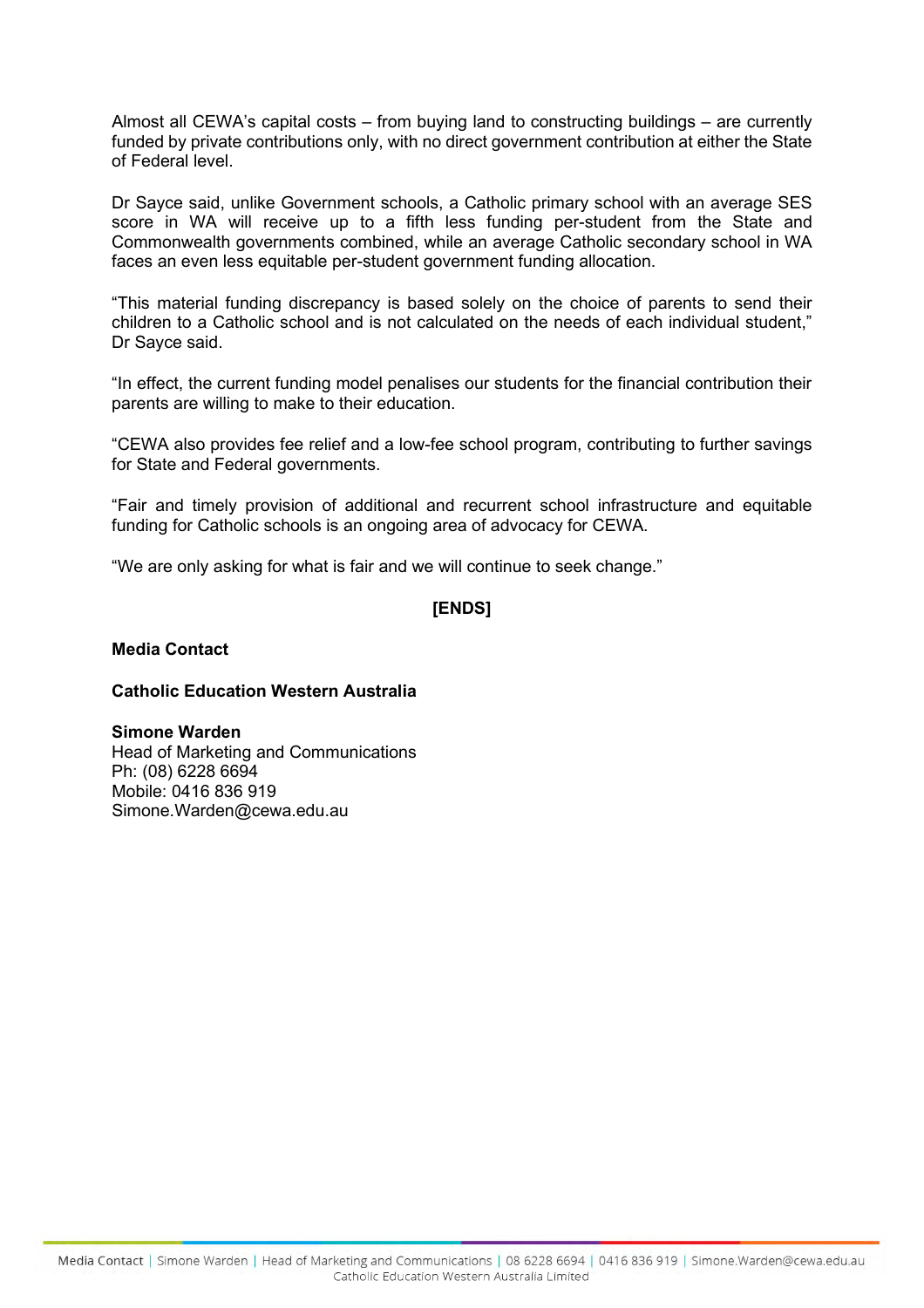Almost all CEWA's capital costs – from buying land to constructing buildings – are currently funded by private contributions only, with no direct government contribution at either the State of Federal level.

Dr Sayce said, unlike Government schools, a Catholic primary school with an average SES score in WA will receive up to a fifth less funding per-student from the State and Commonwealth governments combined, while an average Catholic secondary school in WA faces an even less equitable per-student government funding allocation.

"This material funding discrepancy is based solely on the choice of parents to send their children to a Catholic school and is not calculated on the needs of each individual student," Dr Sayce said.

"In effect, the current funding model penalises our students for the financial contribution their parents are willing to make to their education.

"CEWA also provides fee relief and a low-fee school program, contributing to further savings for State and Federal governments.

"Fair and timely provision of additional and recurrent school infrastructure and equitable funding for Catholic schools is an ongoing area of advocacy for CEWA.

"We are only asking for what is fair and we will continue to seek change."

**[ENDS]**

**Media Contact**

**Catholic Education Western Australia**

**Simone Warden**
Head of Marketing and Communications
Ph: (08) 6228 6694
Mobile: 0416 836 919
Simone.Warden@cewa.edu.au